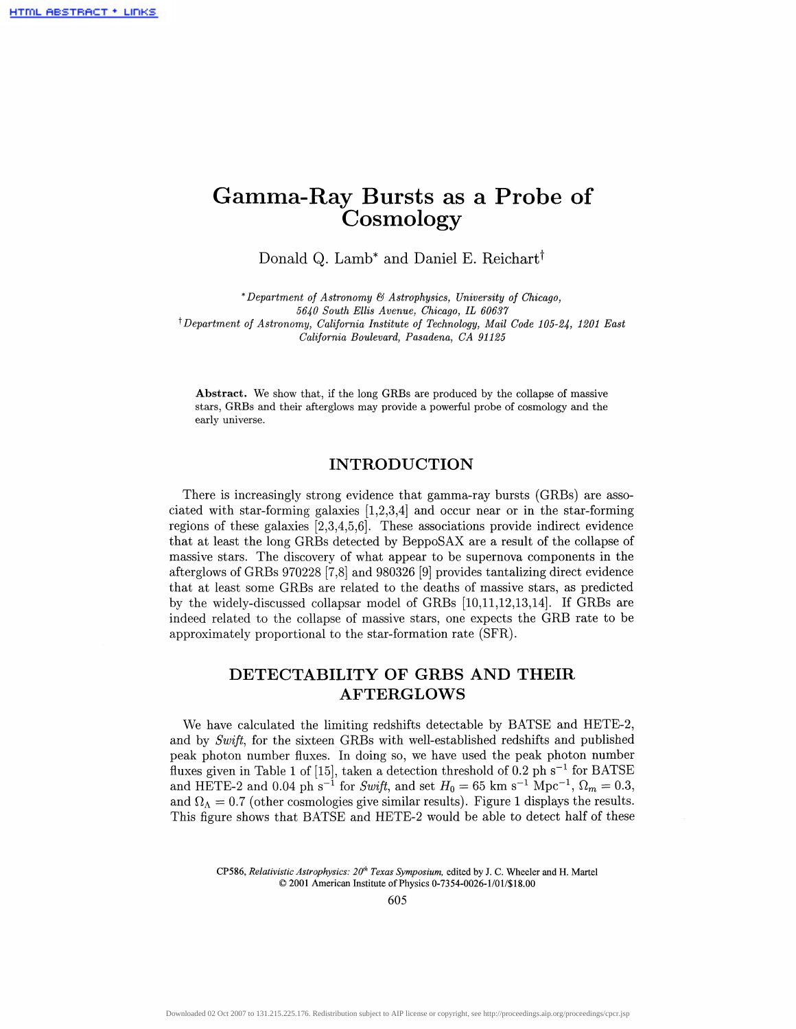# Gamma-Ray Bursts as a Probe of Cosmology

Donald Q. Lamb* and Daniel E. Reichart†

*\*Department of Astronomy & Astrophysics, University of Chicago, 5640 South Ellis Avenue, Chicago, IL 60637*
*†Department of Astronomy, California Institute of Technology, Mail Code 105-24, 1201 East California Boulevard, Pasadena, CA 91125*

**Abstract.** We show that, if the long GRBs are produced by the collapse of massive stars, GRBs and their afterglows may provide a powerful probe of cosmology and the early universe.

## INTRODUCTION

There is increasingly strong evidence that gamma-ray bursts (GRBs) are associated with star-forming galaxies [1,2,3,4] and occur near or in the star-forming regions of these galaxies [2,3,4,5,6]. These associations provide indirect evidence that at least the long GRBs detected by BeppoSAX are a result of the collapse of massive stars. The discovery of what appear to be supernova components in the afterglows of GRBs 970228 [7,8] and 980326 [9] provides tantalizing direct evidence that at least some GRBs are related to the deaths of massive stars, as predicted by the widely-discussed collapsar model of GRBs [10,11,12,13,14]. If GRBs are indeed related to the collapse of massive stars, one expects the GRB rate to be approximately proportional to the star-formation rate (SFR).

## DETECTABILITY OF GRBS AND THEIR AFTERGLOWS

We have calculated the limiting redshifts detectable by BATSE and HETE-2, and by *Swift*, for the sixteen GRBs with well-established redshifts and published peak photon number fluxes. In doing so, we have used the peak photon number fluxes given in Table 1 of [15], taken a detection threshold of 0.2 ph $s^{-1}$ for BATSE and HETE-2 and 0.04 ph $s^{-1}$ for *Swift*, and set $H_0 = 65$ km $s^{-1}$ $Mpc^{-1}$, $\Omega_m = 0.3$, and $\Omega_\Lambda = 0.7$ (other cosmologies give similar results). Figure 1 displays the results. This figure shows that BATSE and HETE-2 would be able to detect half of these

CP586, *Relativistic Astrophysics: 20th Texas Symposium,* edited by J. C. Wheeler and H. Martel
© 2001 American Institute of Physics 0-7354-0026-1/01/$18.00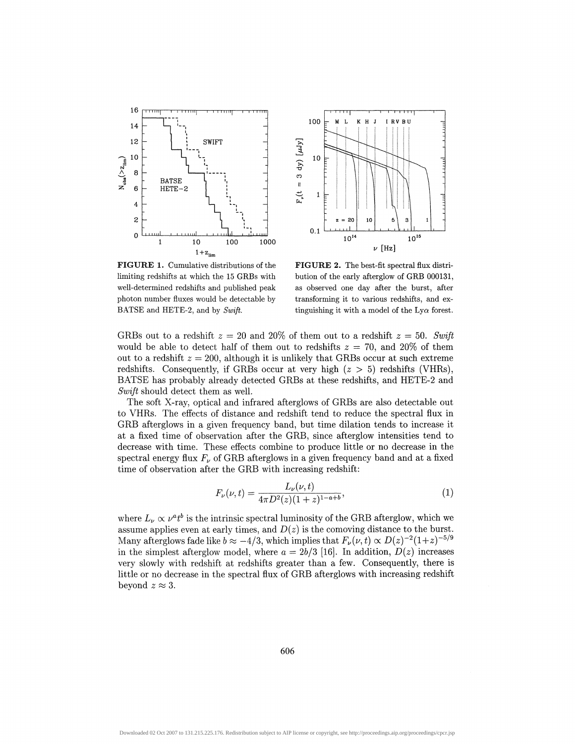**FIGURE 1.** Cumulative distributions of the limiting redshifts at which the 15 GRBs with well-determined redshifts and published peak photon number fluxes would be detectable by BATSE and HETE-2, and by *Swift*.

**FIGURE 2.** The best-fit spectral flux distribution of the early afterglow of GRB 000131, as observed one day after the burst, after transforming it to various redshifts, and extinguishing it with a model of the Ly$\alpha$ forest.

GRBs out to a redshift $z = 20$ and 20% of them out to a redshift $z = 50$. *Swift* would be able to detect half of them out to redshifts $z = 70$, and 20% of them out to a redshift $z = 200$, although it is unlikely that GRBs occur at such extreme redshifts. Consequently, if GRBs occur at very high ($z > 5$) redshifts (VHRs), BATSE has probably already detected GRBs at these redshifts, and HETE-2 and *Swift* should detect them as well.

The soft X-ray, optical and infrared afterglows of GRBs are also detectable out to VHRs. The effects of distance and redshift tend to reduce the spectral flux in GRB afterglows in a given frequency band, but time dilation tends to increase it at a fixed time of observation after the GRB, since afterglow intensities tend to decrease with time. These effects combine to produce little or no decrease in the spectral energy flux $F_\nu$ of GRB afterglows in a given frequency band and at a fixed time of observation after the GRB with increasing redshift:

$$F_\nu(\nu, t) = \frac{L_\nu(\nu, t)}{4\pi D^2(z)(1+z)^{1-a+b}}, \tag{1}$$

where $L_\nu \propto \nu^a t^b$ is the intrinsic spectral luminosity of the GRB afterglow, which we assume applies even at early times, and $D(z)$ is the comoving distance to the burst. Many afterglows fade like $b \approx -4/3$, which implies that $F_\nu(\nu, t) \propto D(z)^{-2}(1+z)^{-5/9}$ in the simplest afterglow model, where $a = 2b/3$ [16]. In addition, $D(z)$ increases very slowly with redshift at redshifts greater than a few. Consequently, there is little or no decrease in the spectral flux of GRB afterglows with increasing redshift beyond $z \approx 3$.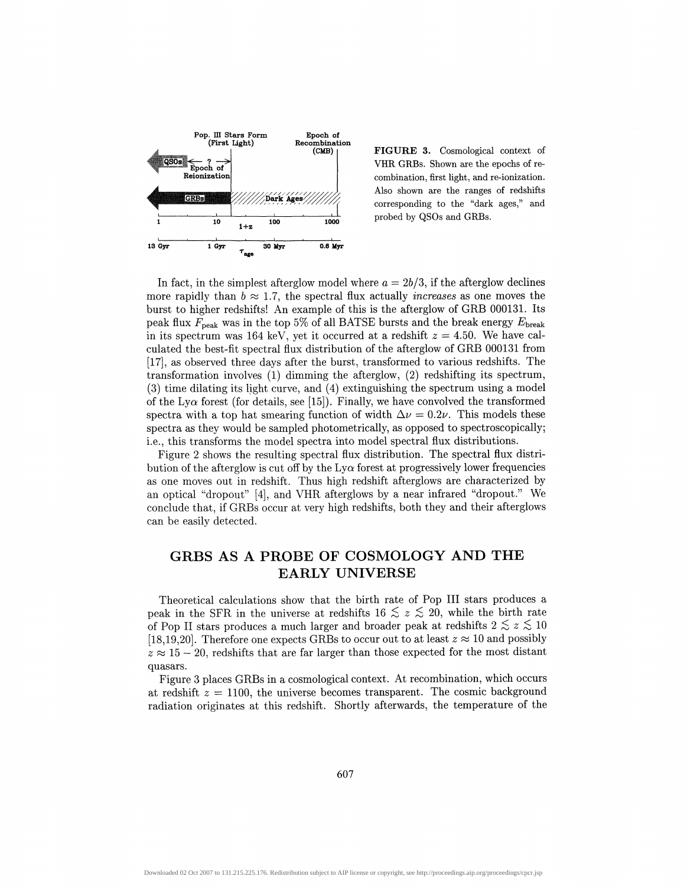**FIGURE 3.** Cosmological context of VHR GRBs. Shown are the epochs of recombination, first light, and re-ionization. Also shown are the ranges of redshifts corresponding to the "dark ages," and probed by QSOs and GRBs.

In fact, in the simplest afterglow model where $a = 2b/3$, if the afterglow declines more rapidly than $b \approx 1.7$, the spectral flux actually *increases* as one moves the burst to higher redshifts! An example of this is the afterglow of GRB 000131. Its peak flux $F_{\rm peak}$ was in the top 5% of all BATSE bursts and the break energy $E_{\rm break}$ in its spectrum was 164 keV, yet it occurred at a redshift $z = 4.50$. We have calculated the best-fit spectral flux distribution of the afterglow of GRB 000131 from [17], as observed three days after the burst, transformed to various redshifts. The transformation involves (1) dimming the afterglow, (2) redshifting its spectrum, (3) time dilating its light curve, and (4) extinguishing the spectrum using a model of the Ly$\alpha$ forest (for details, see [15]). Finally, we have convolved the transformed spectra with a top hat smearing function of width $\Delta\nu = 0.2\nu$. This models these spectra as they would be sampled photometrically, as opposed to spectroscopically; i.e., this transforms the model spectra into model spectral flux distributions.

Figure 2 shows the resulting spectral flux distribution. The spectral flux distribution of the afterglow is cut off by the Ly$\alpha$ forest at progressively lower frequencies as one moves out in redshift. Thus high redshift afterglows are characterized by an optical "dropout" [4], and VHR afterglows by a near infrared "dropout." We conclude that, if GRBs occur at very high redshifts, both they and their afterglows can be easily detected.

## GRBS AS A PROBE OF COSMOLOGY AND THE EARLY UNIVERSE

Theoretical calculations show that the birth rate of Pop III stars produces a peak in the SFR in the universe at redshifts $16 \lesssim z \lesssim 20$, while the birth rate of Pop II stars produces a much larger and broader peak at redshifts $2 \lesssim z \lesssim 10$ [18,19,20]. Therefore one expects GRBs to occur out to at least $z \approx 10$ and possibly $z \approx 15 - 20$, redshifts that are far larger than those expected for the most distant quasars.

Figure 3 places GRBs in a cosmological context. At recombination, which occurs at redshift $z = 1100$, the universe becomes transparent. The cosmic background radiation originates at this redshift. Shortly afterwards, the temperature of the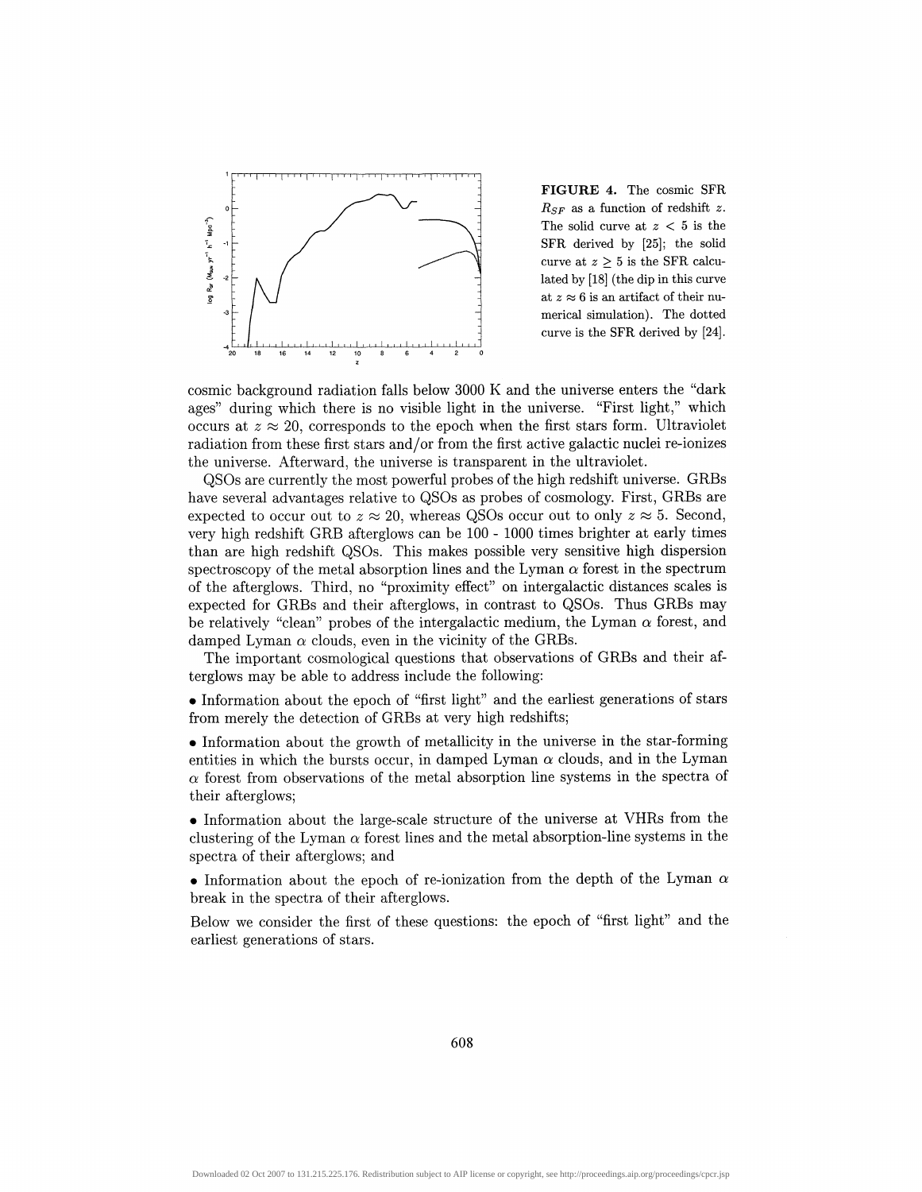**FIGURE 4.** The cosmic SFR $R_{SF}$ as a function of redshift $z$. The solid curve at $z < 5$ is the SFR derived by [25]; the solid curve at $z \geq 5$ is the SFR calculated by [18] (the dip in this curve at $z \approx 6$ is an artifact of their numerical simulation). The dotted curve is the SFR derived by [24].

cosmic background radiation falls below 3000 K and the universe enters the "dark ages" during which there is no visible light in the universe. "First light," which occurs at $z \approx 20$, corresponds to the epoch when the first stars form. Ultraviolet radiation from these first stars and/or from the first active galactic nuclei re-ionizes the universe. Afterward, the universe is transparent in the ultraviolet.

QSOs are currently the most powerful probes of the high redshift universe. GRBs have several advantages relative to QSOs as probes of cosmology. First, GRBs are expected to occur out to $z \approx 20$, whereas QSOs occur out to only $z \approx 5$. Second, very high redshift GRB afterglows can be 100 - 1000 times brighter at early times than are high redshift QSOs. This makes possible very sensitive high dispersion spectroscopy of the metal absorption lines and the Lyman $\alpha$ forest in the spectrum of the afterglows. Third, no "proximity effect" on intergalactic distances scales is expected for GRBs and their afterglows, in contrast to QSOs. Thus GRBs may be relatively "clean" probes of the intergalactic medium, the Lyman $\alpha$ forest, and damped Lyman $\alpha$ clouds, even in the vicinity of the GRBs.

The important cosmological questions that observations of GRBs and their afterglows may be able to address include the following:

- Information about the epoch of "first light" and the earliest generations of stars from merely the detection of GRBs at very high redshifts;
- Information about the growth of metallicity in the universe in the star-forming entities in which the bursts occur, in damped Lyman $\alpha$ clouds, and in the Lyman $\alpha$ forest from observations of the metal absorption line systems in the spectra of their afterglows;
- Information about the large-scale structure of the universe at VHRs from the clustering of the Lyman $\alpha$ forest lines and the metal absorption-line systems in the spectra of their afterglows; and
- Information about the epoch of re-ionization from the depth of the Lyman $\alpha$ break in the spectra of their afterglows.

Below we consider the first of these questions: the epoch of "first light" and the earliest generations of stars.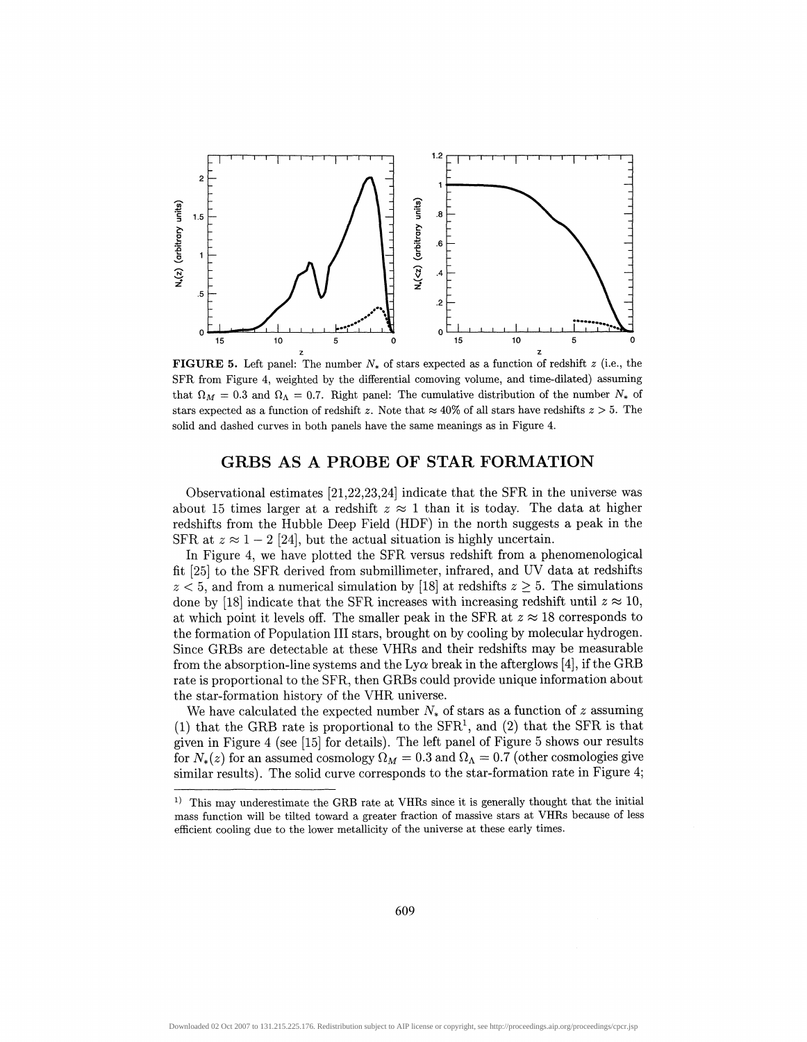**FIGURE 5.** Left panel: The number $N_*$ of stars expected as a function of redshift $z$ (i.e., the SFR from Figure 4, weighted by the differential comoving volume, and time-dilated) assuming that $\Omega_M = 0.3$ and $\Omega_\Lambda = 0.7$. Right panel: The cumulative distribution of the number $N_*$ of stars expected as a function of redshift $z$. Note that $\approx 40\%$ of all stars have redshifts $z > 5$. The solid and dashed curves in both panels have the same meanings as in Figure 4.

## GRBS AS A PROBE OF STAR FORMATION

Observational estimates [21,22,23,24] indicate that the SFR in the universe was about 15 times larger at a redshift $z \approx 1$ than it is today. The data at higher redshifts from the Hubble Deep Field (HDF) in the north suggests a peak in the SFR at $z \approx 1 - 2$ [24], but the actual situation is highly uncertain.

In Figure 4, we have plotted the SFR versus redshift from a phenomenological fit [25] to the SFR derived from submillimeter, infrared, and UV data at redshifts $z < 5$, and from a numerical simulation by [18] at redshifts $z \geq 5$. The simulations done by [18] indicate that the SFR increases with increasing redshift until $z \approx 10$, at which point it levels off. The smaller peak in the SFR at $z \approx 18$ corresponds to the formation of Population III stars, brought on by cooling by molecular hydrogen. Since GRBs are detectable at these VHRs and their redshifts may be measurable from the absorption-line systems and the Ly$\alpha$ break in the afterglows [4], if the GRB rate is proportional to the SFR, then GRBs could provide unique information about the star-formation history of the VHR universe.

We have calculated the expected number $N_*$ of stars as a function of $z$ assuming (1) that the GRB rate is proportional to the SFR[1], and (2) that the SFR is that given in Figure 4 (see [15] for details). The left panel of Figure 5 shows our results for $N_*(z)$ for an assumed cosmology $\Omega_M = 0.3$ and $\Omega_\Lambda = 0.7$ (other cosmologies give similar results). The solid curve corresponds to the star-formation rate in Figure 4;

[1] This may underestimate the GRB rate at VHRs since it is generally thought that the initial mass function will be tilted toward a greater fraction of massive stars at VHRs because of less efficient cooling due to the lower metallicity of the universe at these early times.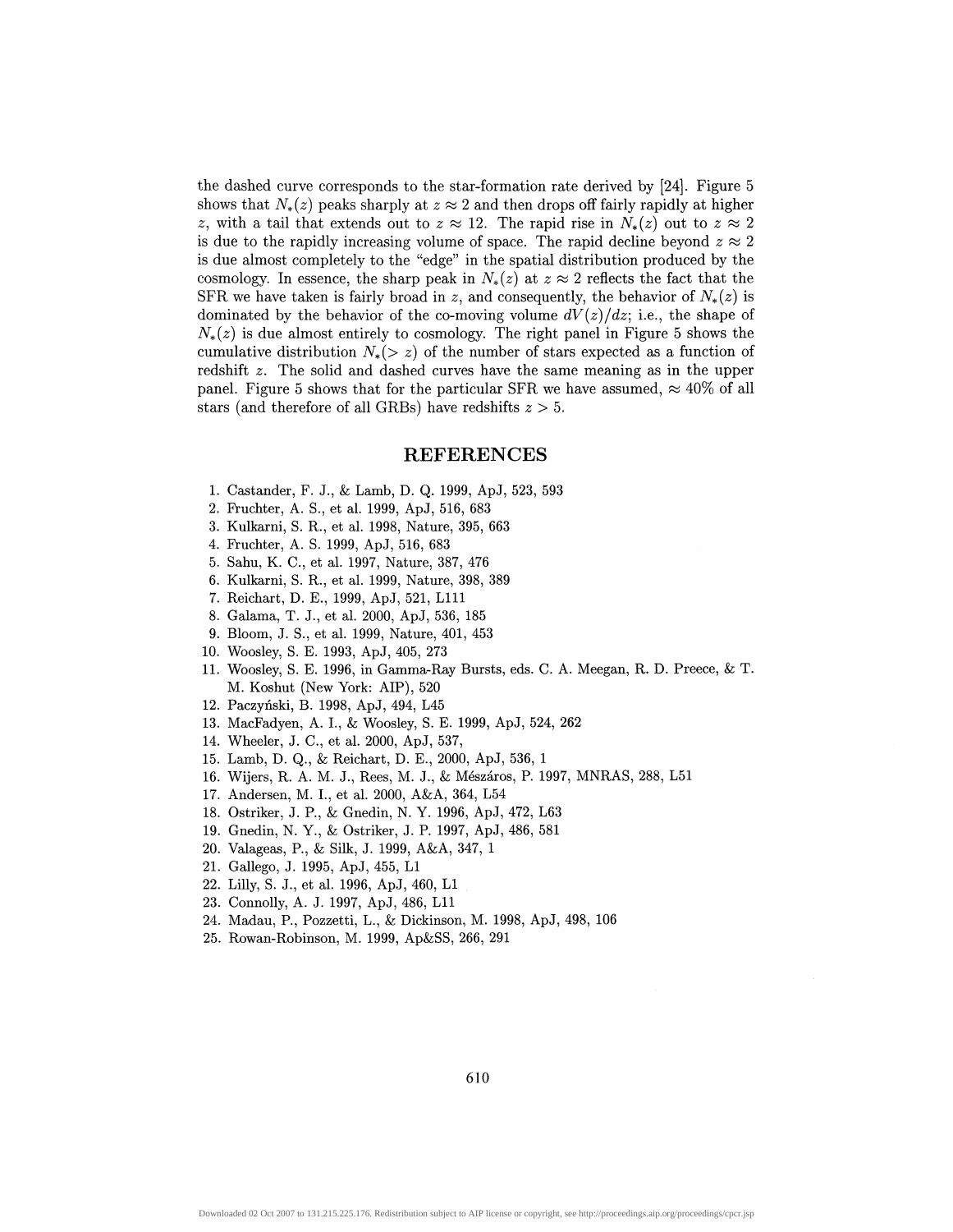the dashed curve corresponds to the star-formation rate derived by [24]. Figure 5 shows that $N_*(z)$ peaks sharply at $z \approx 2$ and then drops off fairly rapidly at higher $z$, with a tail that extends out to $z \approx 12$. The rapid rise in $N_*(z)$ out to $z \approx 2$ is due to the rapidly increasing volume of space. The rapid decline beyond $z \approx 2$ is due almost completely to the "edge" in the spatial distribution produced by the cosmology. In essence, the sharp peak in $N_*(z)$ at $z \approx 2$ reflects the fact that the SFR we have taken is fairly broad in $z$, and consequently, the behavior of $N_*(z)$ is dominated by the behavior of the co-moving volume $dV(z)/dz$; i.e., the shape of $N_*(z)$ is due almost entirely to cosmology. The right panel in Figure 5 shows the cumulative distribution $N_*(> z)$ of the number of stars expected as a function of redshift $z$. The solid and dashed curves have the same meaning as in the upper panel. Figure 5 shows that for the particular SFR we have assumed, $\approx 40\%$ of all stars (and therefore of all GRBs) have redshifts $z > 5$.

## REFERENCES

1. Castander, F. J., & Lamb, D. Q. 1999, ApJ, 523, 593
2. Fruchter, A. S., et al. 1999, ApJ, 516, 683
3. Kulkarni, S. R., et al. 1998, Nature, 395, 663
4. Fruchter, A. S. 1999, ApJ, 516, 683
5. Sahu, K. C., et al. 1997, Nature, 387, 476
6. Kulkarni, S. R., et al. 1999, Nature, 398, 389
7. Reichart, D. E., 1999, ApJ, 521, L111
8. Galama, T. J., et al. 2000, ApJ, 536, 185
9. Bloom, J. S., et al. 1999, Nature, 401, 453
10. Woosley, S. E. 1993, ApJ, 405, 273
11. Woosley, S. E. 1996, in Gamma-Ray Bursts, eds. C. A. Meegan, R. D. Preece, & T. M. Koshut (New York: AIP), 520
12. Paczyński, B. 1998, ApJ, 494, L45
13. MacFadyen, A. I., & Woosley, S. E. 1999, ApJ, 524, 262
14. Wheeler, J. C., et al. 2000, ApJ, 537,
15. Lamb, D. Q., & Reichart, D. E., 2000, ApJ, 536, 1
16. Wijers, R. A. M. J., Rees, M. J., & Mészáros, P. 1997, MNRAS, 288, L51
17. Andersen, M. I., et al. 2000, A&A, 364, L54
18. Ostriker, J. P., & Gnedin, N. Y. 1996, ApJ, 472, L63
19. Gnedin, N. Y., & Ostriker, J. P. 1997, ApJ, 486, 581
20. Valageas, P., & Silk, J. 1999, A&A, 347, 1
21. Gallego, J. 1995, ApJ, 455, L1
22. Lilly, S. J., et al. 1996, ApJ, 460, L1
23. Connolly, A. J. 1997, ApJ, 486, L11
24. Madau, P., Pozzetti, L., & Dickinson, M. 1998, ApJ, 498, 106
25. Rowan-Robinson, M. 1999, Ap&SS, 266, 291